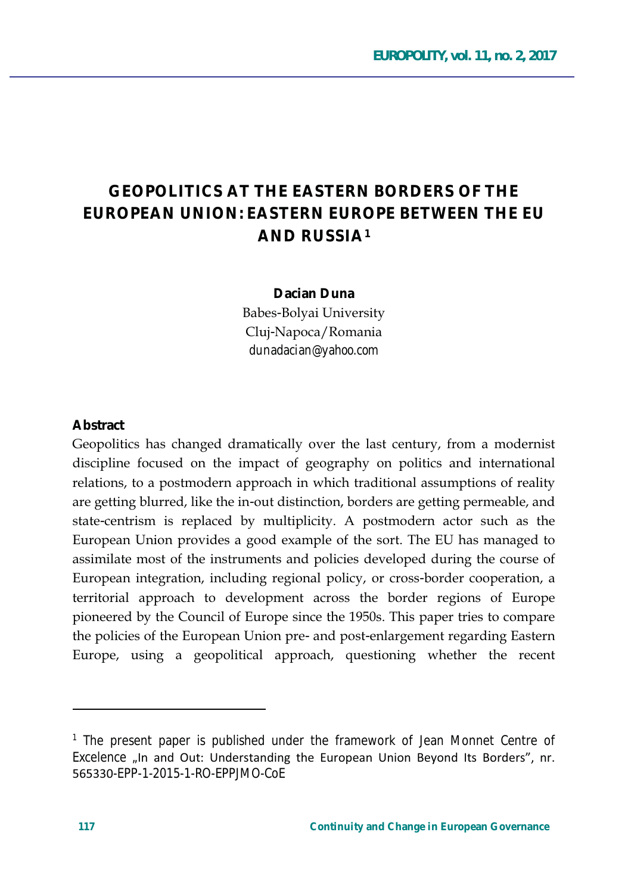# GEOPOLITICS AT THE EASTERN BORDERS OF THE EUROPEAN UNION: EASTERN EUROPE BETWEEN THE EU AND RUSSIA[1]

**Dacian Duna**

Babes-Bolyai University
Cluj-Napoca/Romania
dunadacian@yahoo.com

**Abstract**

Geopolitics has changed dramatically over the last century, from a modernist discipline focused on the impact of geography on politics and international relations, to a postmodern approach in which traditional assumptions of reality are getting blurred, like the in-out distinction, borders are getting permeable, and state-centrism is replaced by multiplicity. A postmodern actor such as the European Union provides a good example of the sort. The EU has managed to assimilate most of the instruments and policies developed during the course of European integration, including regional policy, or cross-border cooperation, a territorial approach to development across the border regions of Europe pioneered by the Council of Europe since the 1950s. This paper tries to compare the policies of the European Union pre- and post-enlargement regarding Eastern Europe, using a geopolitical approach, questioning whether the recent

---

[1] The present paper is published under the framework of Jean Monnet Centre of Excelence „In and Out: Understanding the European Union Beyond Its Borders", nr. 565330-EPP-1-2015-1-RO-EPPJMO-CoE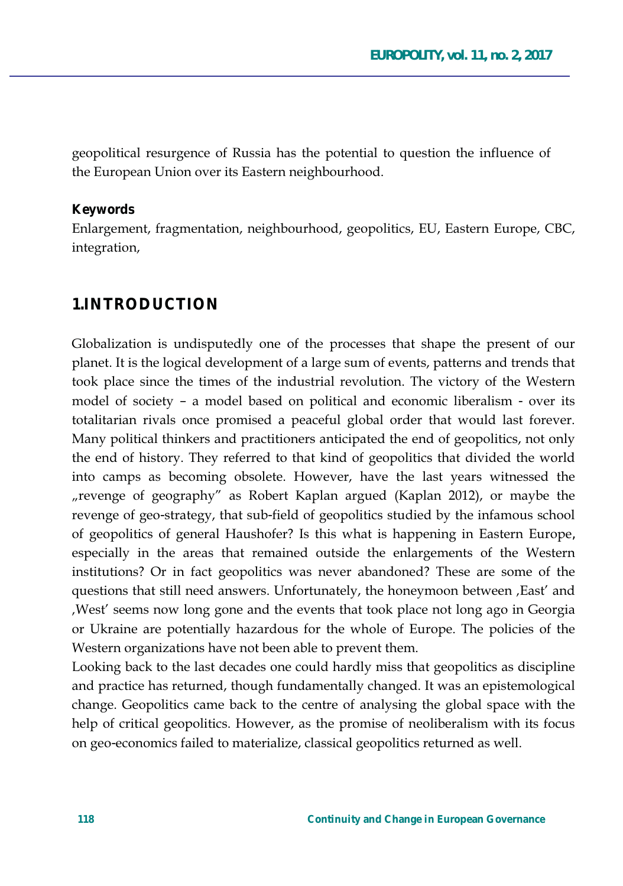geopolitical resurgence of Russia has the potential to question the influence of the European Union over its Eastern neighbourhood.

**Keywords**

Enlargement, fragmentation, neighbourhood, geopolitics, EU, Eastern Europe, CBC, integration,

## 1. INTRODUCTION

Globalization is undisputedly one of the processes that shape the present of our planet. It is the logical development of a large sum of events, patterns and trends that took place since the times of the industrial revolution. The victory of the Western model of society – a model based on political and economic liberalism - over its totalitarian rivals once promised a peaceful global order that would last forever. Many political thinkers and practitioners anticipated the end of geopolitics, not only the end of history. They referred to that kind of geopolitics that divided the world into camps as becoming obsolete. However, have the last years witnessed the „revenge of geography" as Robert Kaplan argued (Kaplan 2012), or maybe the revenge of geo-strategy, that sub-field of geopolitics studied by the infamous school of geopolitics of general Haushofer? Is this what is happening in Eastern Europe, especially in the areas that remained outside the enlargements of the Western institutions? Or in fact geopolitics was never abandoned? These are some of the questions that still need answers. Unfortunately, the honeymoon between ‚East' and ‚West' seems now long gone and the events that took place not long ago in Georgia or Ukraine are potentially hazardous for the whole of Europe. The policies of the Western organizations have not been able to prevent them.

Looking back to the last decades one could hardly miss that geopolitics as discipline and practice has returned, though fundamentally changed. It was an epistemological change. Geopolitics came back to the centre of analysing the global space with the help of critical geopolitics. However, as the promise of neoliberalism with its focus on geo-economics failed to materialize, classical geopolitics returned as well.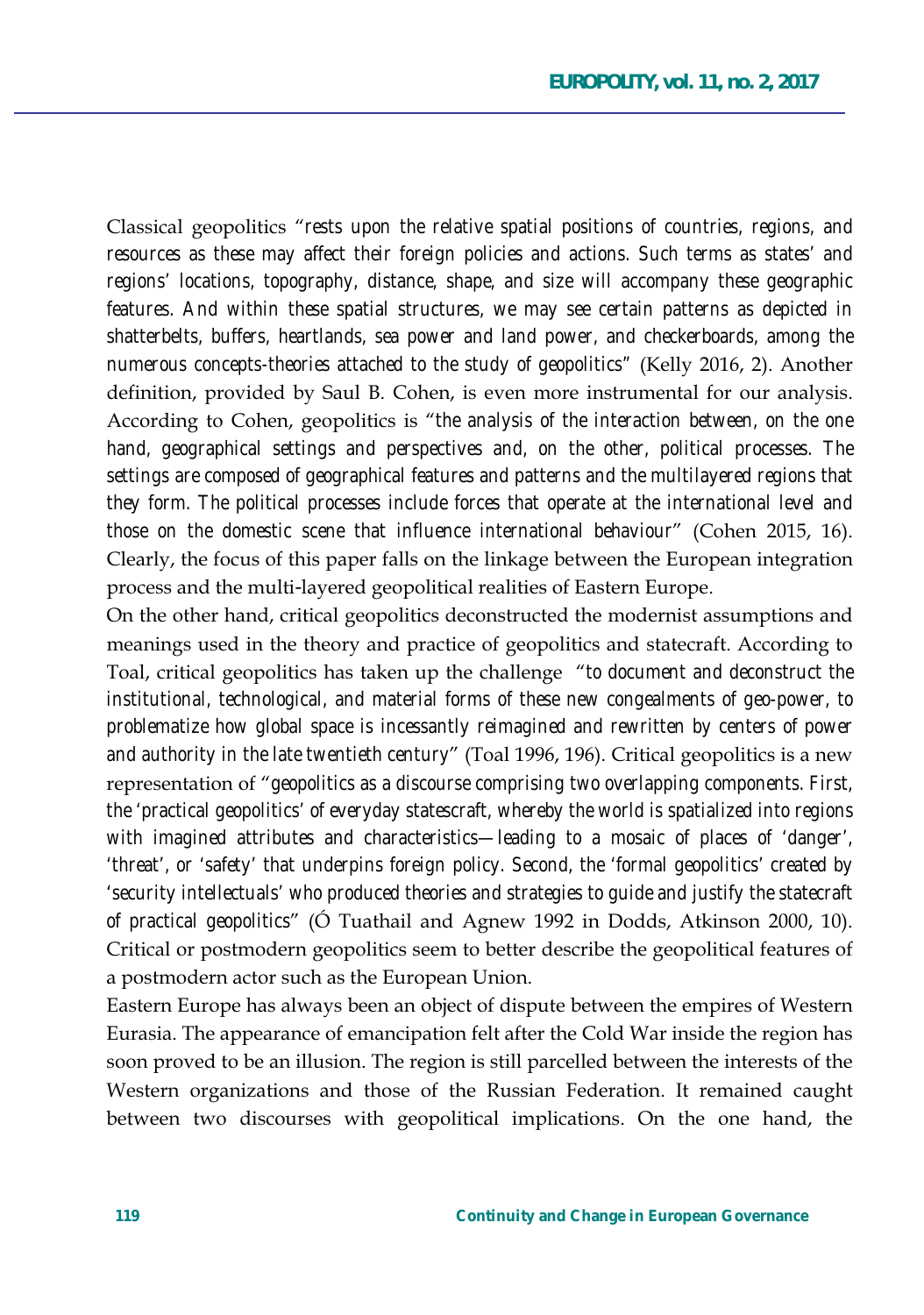Classical geopolitics "*rests upon the relative spatial positions of countries, regions, and resources as these may affect their foreign policies and actions. Such terms as states' and regions' locations, topography, distance, shape, and size will accompany these geographic features. And within these spatial structures, we may see certain patterns as depicted in shatterbelts, buffers, heartlands, sea power and land power, and checkerboards, among the numerous concepts-theories attached to the study of geopolitics*" (Kelly 2016, 2). Another definition, provided by Saul B. Cohen, is even more instrumental for our analysis. According to Cohen, geopolitics is "*the analysis of the interaction between, on the one hand, geographical settings and perspectives and, on the other, political processes. The settings are composed of geographical features and patterns and the multilayered regions that they form. The political processes include forces that operate at the international level and those on the domestic scene that influence international behaviour*" (Cohen 2015, 16). Clearly, the focus of this paper falls on the linkage between the European integration process and the multi-layered geopolitical realities of Eastern Europe.

On the other hand, critical geopolitics deconstructed the modernist assumptions and meanings used in the theory and practice of geopolitics and statecraft. According to Toal, critical geopolitics has taken up the challenge "*to document and deconstruct the institutional, technological, and material forms of these new congealments of geo-power, to problematize how global space is incessantly reimagined and rewritten by centers of power and authority in the late twentieth century*" (Toal 1996, 196). Critical geopolitics is a new representation of "*geopolitics as a discourse comprising two overlapping components. First, the 'practical geopolitics' of everyday statescraft, whereby the world is spatialized into regions with imagined attributes and characteristics—leading to a mosaic of places of 'danger', 'threat', or 'safety' that underpins foreign policy. Second, the 'formal geopolitics' created by 'security intellectuals' who produced theories and strategies to guide and justify the statecraft of practical geopolitics*" (Ó Tuathail and Agnew 1992 in Dodds, Atkinson 2000, 10). Critical or postmodern geopolitics seem to better describe the geopolitical features of a postmodern actor such as the European Union.

Eastern Europe has always been an object of dispute between the empires of Western Eurasia. The appearance of emancipation felt after the Cold War inside the region has soon proved to be an illusion. The region is still parcelled between the interests of the Western organizations and those of the Russian Federation. It remained caught between two discourses with geopolitical implications. On the one hand, the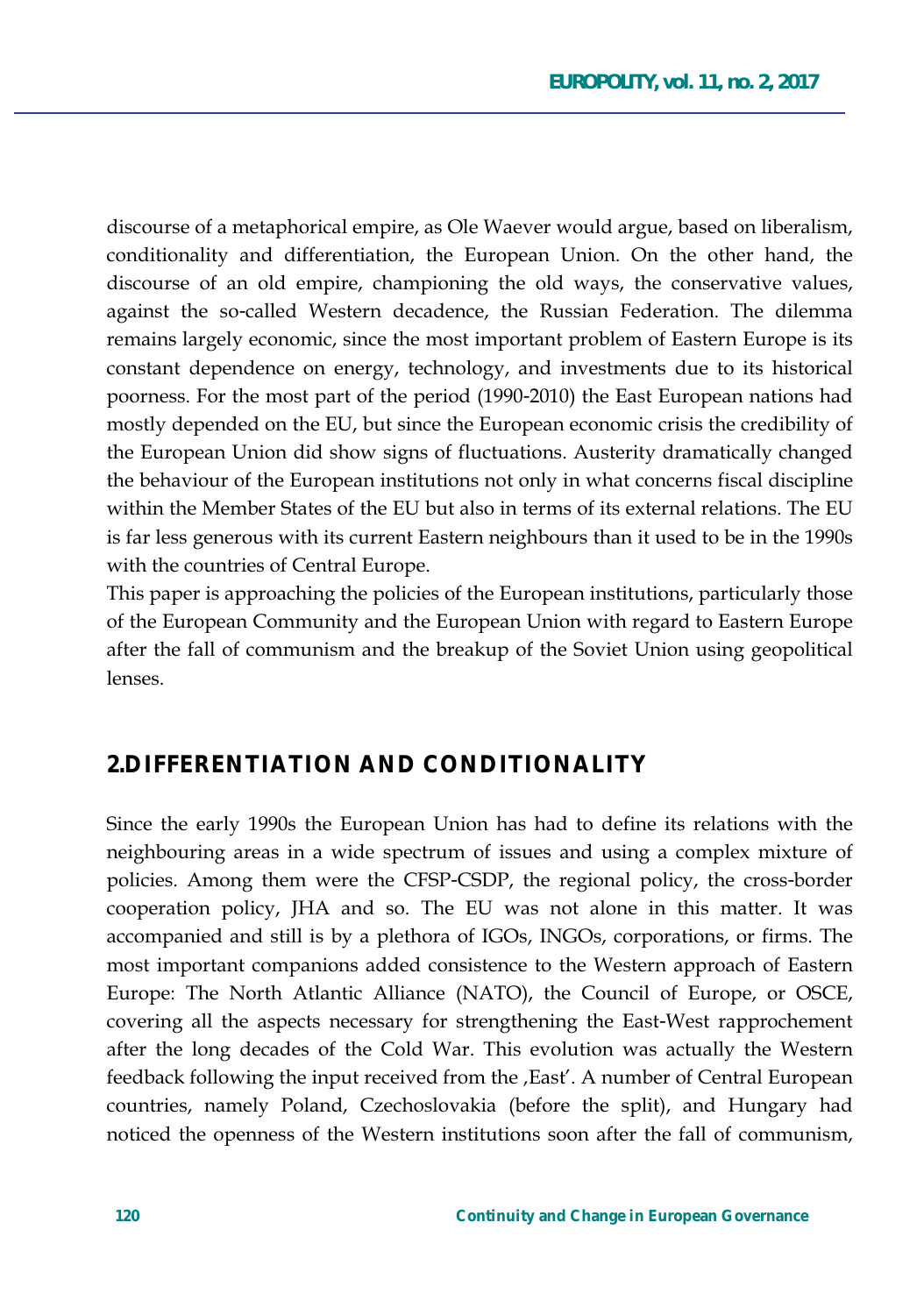discourse of a metaphorical empire, as Ole Waever would argue, based on liberalism, conditionality and differentiation, the European Union. On the other hand, the discourse of an old empire, championing the old ways, the conservative values, against the so-called Western decadence, the Russian Federation. The dilemma remains largely economic, since the most important problem of Eastern Europe is its constant dependence on energy, technology, and investments due to its historical poorness. For the most part of the period (1990-2010) the East European nations had mostly depended on the EU, but since the European economic crisis the credibility of the European Union did show signs of fluctuations. Austerity dramatically changed the behaviour of the European institutions not only in what concerns fiscal discipline within the Member States of the EU but also in terms of its external relations. The EU is far less generous with its current Eastern neighbours than it used to be in the 1990s with the countries of Central Europe.

This paper is approaching the policies of the European institutions, particularly those of the European Community and the European Union with regard to Eastern Europe after the fall of communism and the breakup of the Soviet Union using geopolitical lenses.

## 2.DIFFERENTIATION AND CONDITIONALITY

Since the early 1990s the European Union has had to define its relations with the neighbouring areas in a wide spectrum of issues and using a complex mixture of policies. Among them were the CFSP-CSDP, the regional policy, the cross-border cooperation policy, JHA and so. The EU was not alone in this matter. It was accompanied and still is by a plethora of IGOs, INGOs, corporations, or firms. The most important companions added consistence to the Western approach of Eastern Europe: The North Atlantic Alliance (NATO), the Council of Europe, or OSCE, covering all the aspects necessary for strengthening the East-West rapprochement after the long decades of the Cold War. This evolution was actually the Western feedback following the input received from the ‚East'. A number of Central European countries, namely Poland, Czechoslovakia (before the split), and Hungary had noticed the openness of the Western institutions soon after the fall of communism,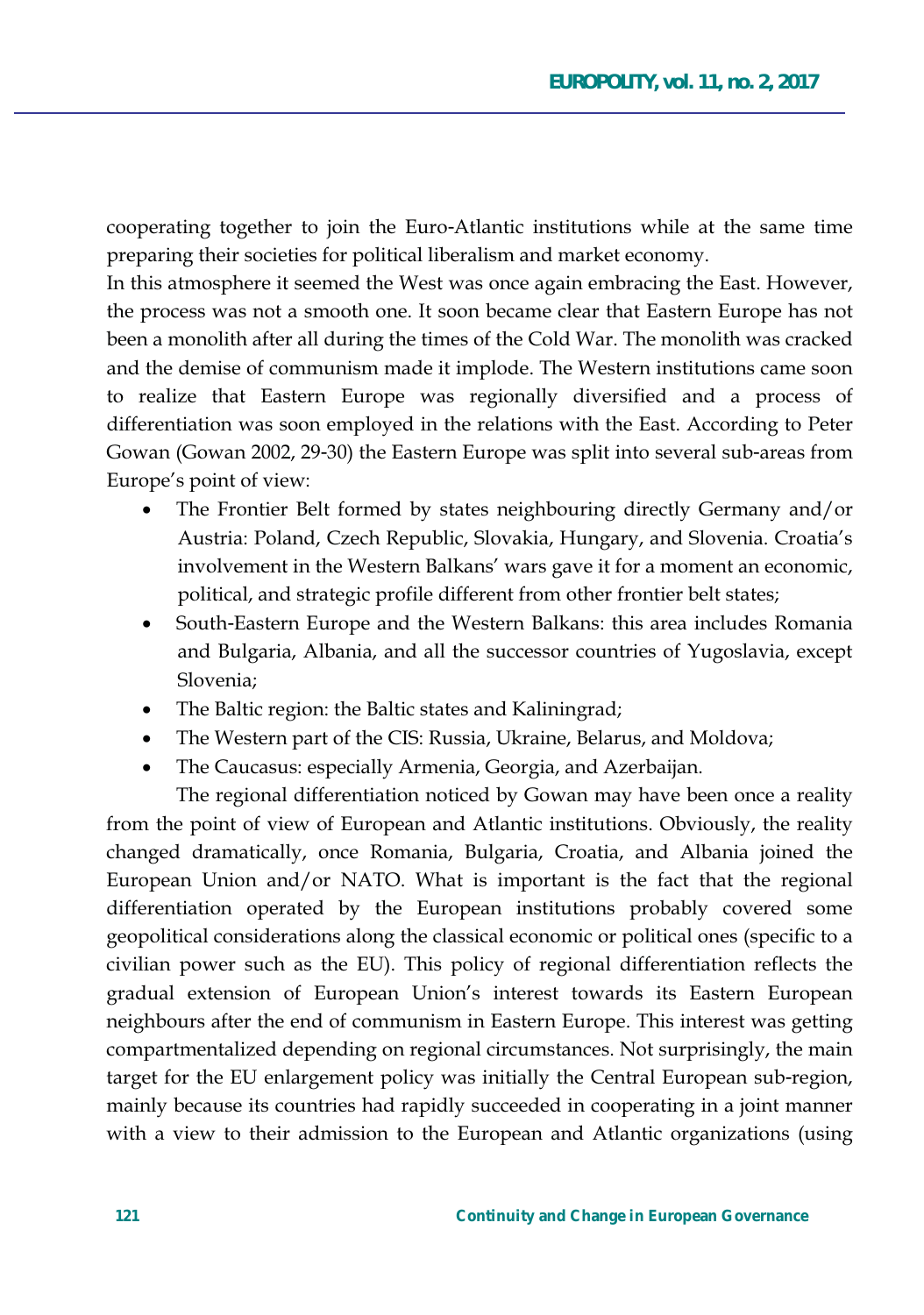cooperating together to join the Euro-Atlantic institutions while at the same time preparing their societies for political liberalism and market economy.

In this atmosphere it seemed the West was once again embracing the East. However, the process was not a smooth one. It soon became clear that Eastern Europe has not been a monolith after all during the times of the Cold War. The monolith was cracked and the demise of communism made it implode. The Western institutions came soon to realize that Eastern Europe was regionally diversified and a process of differentiation was soon employed in the relations with the East. According to Peter Gowan (Gowan 2002, 29-30) the Eastern Europe was split into several sub-areas from Europe's point of view:

- The Frontier Belt formed by states neighbouring directly Germany and/or Austria: Poland, Czech Republic, Slovakia, Hungary, and Slovenia. Croatia's involvement in the Western Balkans' wars gave it for a moment an economic, political, and strategic profile different from other frontier belt states;
- South-Eastern Europe and the Western Balkans: this area includes Romania and Bulgaria, Albania, and all the successor countries of Yugoslavia, except Slovenia;
- The Baltic region: the Baltic states and Kaliningrad;
- The Western part of the CIS: Russia, Ukraine, Belarus, and Moldova;
- The Caucasus: especially Armenia, Georgia, and Azerbaijan.

The regional differentiation noticed by Gowan may have been once a reality from the point of view of European and Atlantic institutions. Obviously, the reality changed dramatically, once Romania, Bulgaria, Croatia, and Albania joined the European Union and/or NATO. What is important is the fact that the regional differentiation operated by the European institutions probably covered some geopolitical considerations along the classical economic or political ones (specific to a civilian power such as the EU). This policy of regional differentiation reflects the gradual extension of European Union's interest towards its Eastern European neighbours after the end of communism in Eastern Europe. This interest was getting compartmentalized depending on regional circumstances. Not surprisingly, the main target for the EU enlargement policy was initially the Central European sub-region, mainly because its countries had rapidly succeeded in cooperating in a joint manner with a view to their admission to the European and Atlantic organizations (using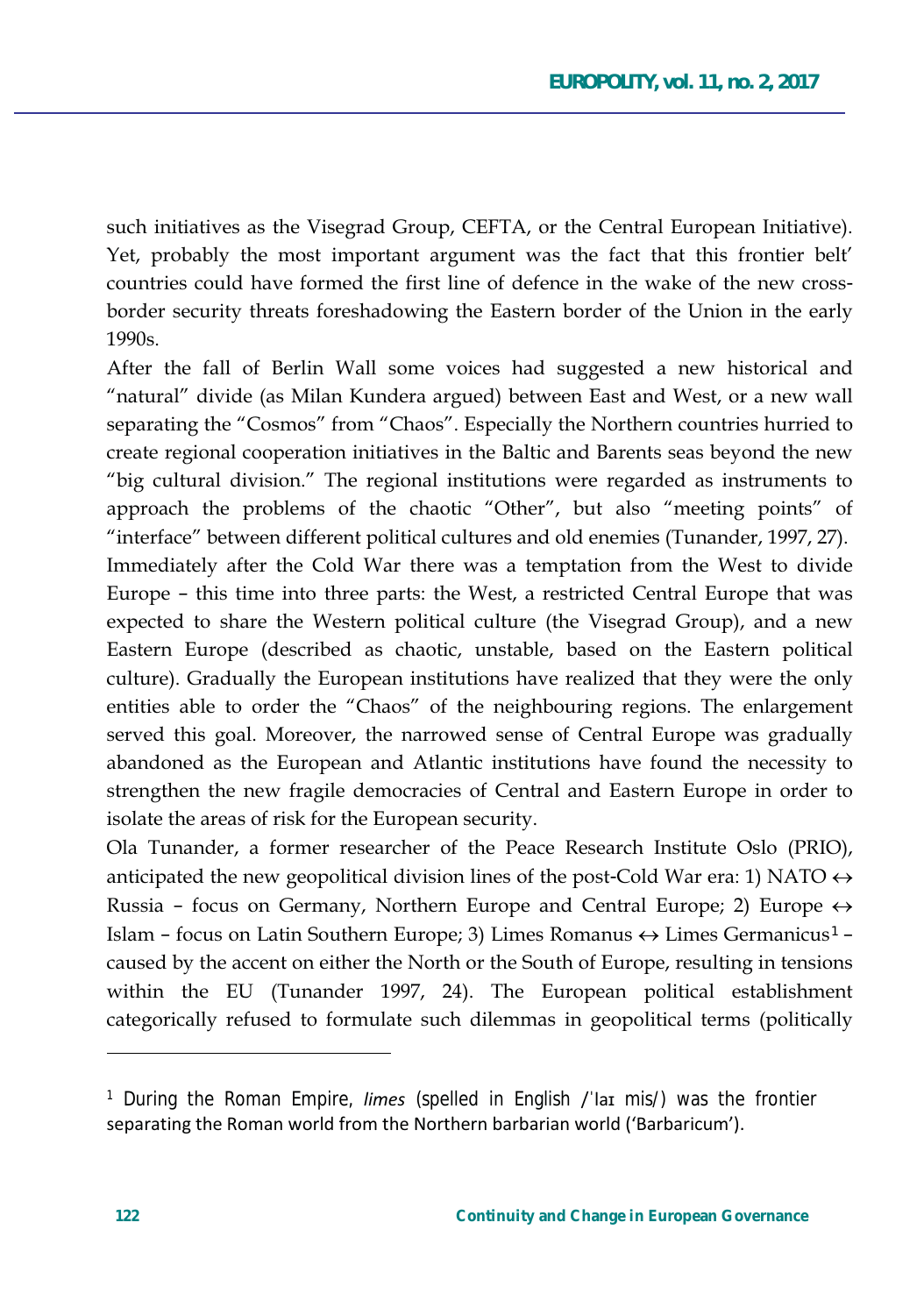such initiatives as the Visegrad Group, CEFTA, or the Central European Initiative). Yet, probably the most important argument was the fact that this frontier belt' countries could have formed the first line of defence in the wake of the new cross-border security threats foreshadowing the Eastern border of the Union in the early 1990s.

After the fall of Berlin Wall some voices had suggested a new historical and "natural" divide (as Milan Kundera argued) between East and West, or a new wall separating the "Cosmos" from "Chaos". Especially the Northern countries hurried to create regional cooperation initiatives in the Baltic and Barents seas beyond the new "big cultural division." The regional institutions were regarded as instruments to approach the problems of the chaotic "Other", but also "meeting points" of "interface" between different political cultures and old enemies (Tunander, 1997, 27).

Immediately after the Cold War there was a temptation from the West to divide Europe – this time into three parts: the West, a restricted Central Europe that was expected to share the Western political culture (the Visegrad Group), and a new Eastern Europe (described as chaotic, unstable, based on the Eastern political culture). Gradually the European institutions have realized that they were the only entities able to order the "Chaos" of the neighbouring regions. The enlargement served this goal. Moreover, the narrowed sense of Central Europe was gradually abandoned as the European and Atlantic institutions have found the necessity to strengthen the new fragile democracies of Central and Eastern Europe in order to isolate the areas of risk for the European security.

Ola Tunander, a former researcher of the Peace Research Institute Oslo (PRIO), anticipated the new geopolitical division lines of the post-Cold War era: 1) NATO ↔ Russia – focus on Germany, Northern Europe and Central Europe; 2) Europe ↔ Islam – focus on Latin Southern Europe; 3) Limes Romanus ↔ Limes Germanicus[1] – caused by the accent on either the North or the South of Europe, resulting in tensions within the EU (Tunander 1997, 24). The European political establishment categorically refused to formulate such dilemmas in geopolitical terms (politically

[1] During the Roman Empire, *limes* (spelled in English /ˈlaɪ mis/) was the frontier separating the Roman world from the Northern barbarian world ('Barbaricum').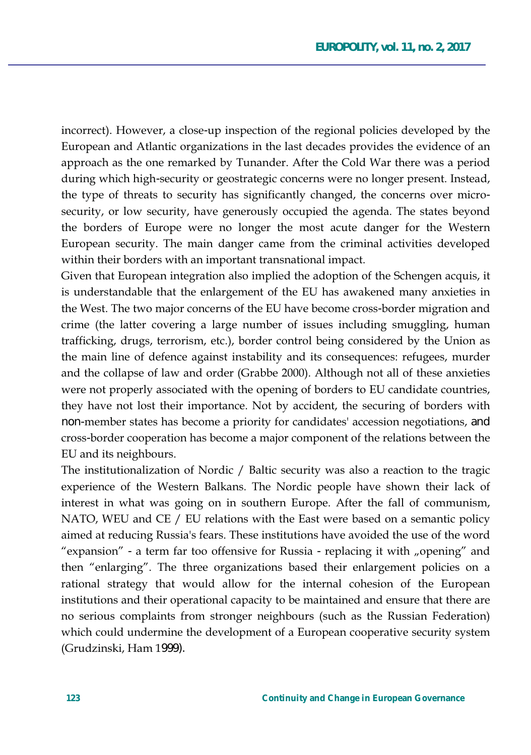incorrect). However, a close-up inspection of the regional policies developed by the European and Atlantic organizations in the last decades provides the evidence of an approach as the one remarked by Tunander. After the Cold War there was a period during which high-security or geostrategic concerns were no longer present. Instead, the type of threats to security has significantly changed, the concerns over micro-security, or low security, have generously occupied the agenda. The states beyond the borders of Europe were no longer the most acute danger for the Western European security. The main danger came from the criminal activities developed within their borders with an important transnational impact.

Given that European integration also implied the adoption of the Schengen acquis, it is understandable that the enlargement of the EU has awakened many anxieties in the West. The two major concerns of the EU have become cross-border migration and crime (the latter covering a large number of issues including smuggling, human trafficking, drugs, terrorism, etc.), border control being considered by the Union as the main line of defence against instability and its consequences: refugees, murder and the collapse of law and order (Grabbe 2000). Although not all of these anxieties were not properly associated with the opening of borders to EU candidate countries, they have not lost their importance. Not by accident, the securing of borders with non-member states has become a priority for candidates' accession negotiations, and cross-border cooperation has become a major component of the relations between the EU and its neighbours.

The institutionalization of Nordic / Baltic security was also a reaction to the tragic experience of the Western Balkans. The Nordic people have shown their lack of interest in what was going on in southern Europe. After the fall of communism, NATO, WEU and CE / EU relations with the East were based on a semantic policy aimed at reducing Russia's fears. These institutions have avoided the use of the word "expansion" - a term far too offensive for Russia - replacing it with „opening" and then "enlarging". The three organizations based their enlargement policies on a rational strategy that would allow for the internal cohesion of the European institutions and their operational capacity to be maintained and ensure that there are no serious complaints from stronger neighbours (such as the Russian Federation) which could undermine the development of a European cooperative security system (Grudzinski, Ham 1999).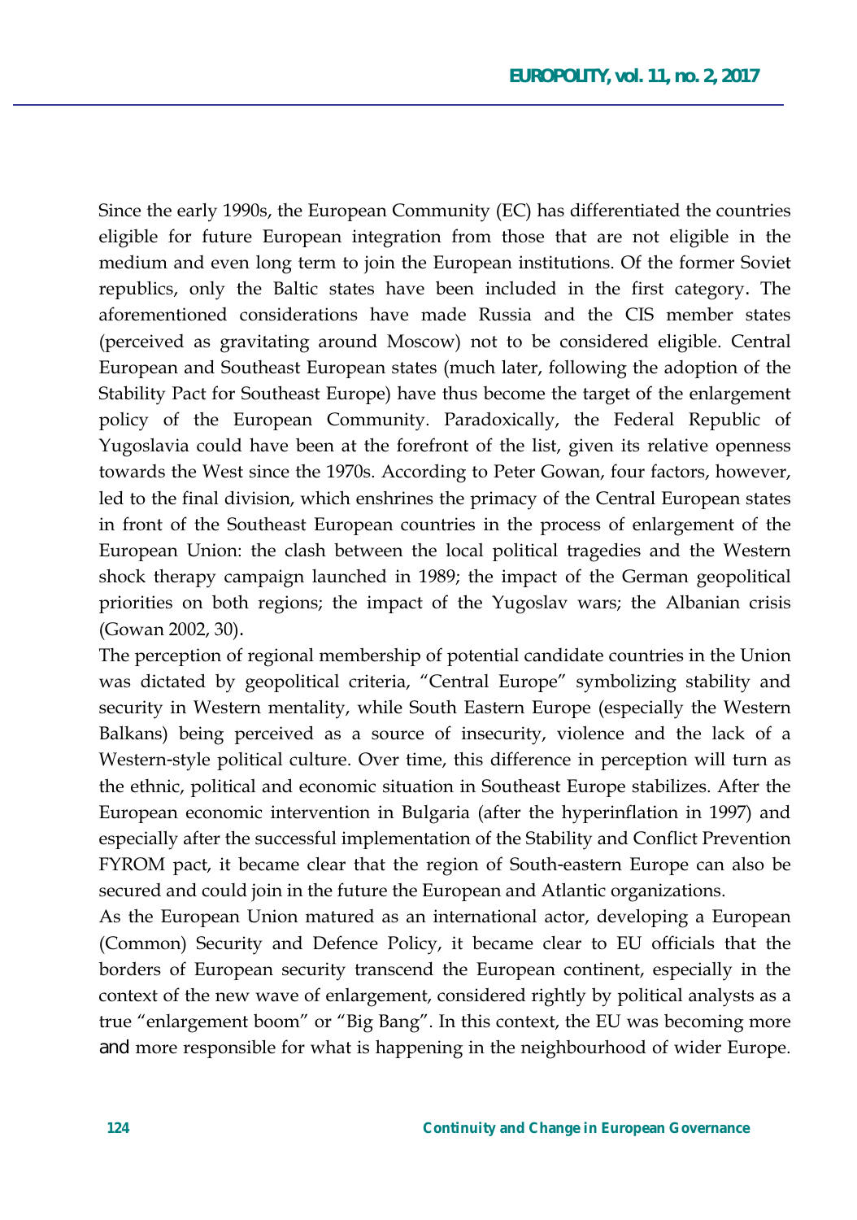Since the early 1990s, the European Community (EC) has differentiated the countries eligible for future European integration from those that are not eligible in the medium and even long term to join the European institutions. Of the former Soviet republics, only the Baltic states have been included in the first category. The aforementioned considerations have made Russia and the CIS member states (perceived as gravitating around Moscow) not to be considered eligible. Central European and Southeast European states (much later, following the adoption of the Stability Pact for Southeast Europe) have thus become the target of the enlargement policy of the European Community. Paradoxically, the Federal Republic of Yugoslavia could have been at the forefront of the list, given its relative openness towards the West since the 1970s. According to Peter Gowan, four factors, however, led to the final division, which enshrines the primacy of the Central European states in front of the Southeast European countries in the process of enlargement of the European Union: the clash between the local political tragedies and the Western shock therapy campaign launched in 1989; the impact of the German geopolitical priorities on both regions; the impact of the Yugoslav wars; the Albanian crisis (Gowan 2002, 30).

The perception of regional membership of potential candidate countries in the Union was dictated by geopolitical criteria, "Central Europe" symbolizing stability and security in Western mentality, while South Eastern Europe (especially the Western Balkans) being perceived as a source of insecurity, violence and the lack of a Western-style political culture. Over time, this difference in perception will turn as the ethnic, political and economic situation in Southeast Europe stabilizes. After the European economic intervention in Bulgaria (after the hyperinflation in 1997) and especially after the successful implementation of the Stability and Conflict Prevention FYROM pact, it became clear that the region of South-eastern Europe can also be secured and could join in the future the European and Atlantic organizations.

As the European Union matured as an international actor, developing a European (Common) Security and Defence Policy, it became clear to EU officials that the borders of European security transcend the European continent, especially in the context of the new wave of enlargement, considered rightly by political analysts as a true "enlargement boom" or "Big Bang". In this context, the EU was becoming more and more responsible for what is happening in the neighbourhood of wider Europe.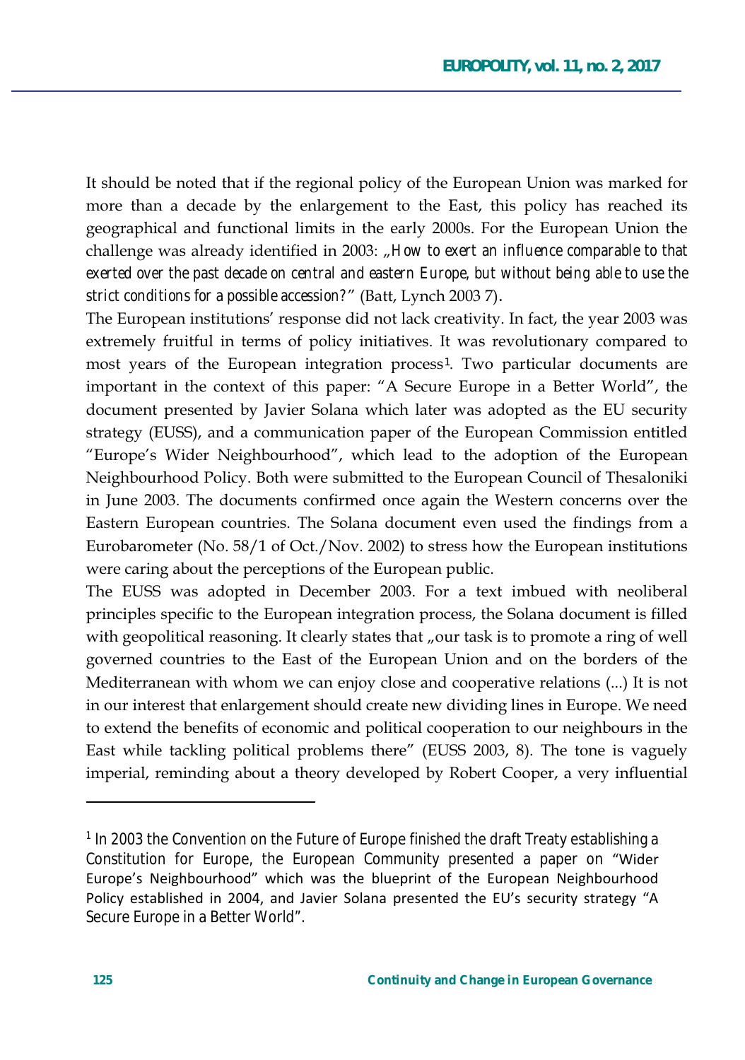It should be noted that if the regional policy of the European Union was marked for more than a decade by the enlargement to the East, this policy has reached its geographical and functional limits in the early 2000s. For the European Union the challenge was already identified in 2003: „*How to exert an influence comparable to that exerted over the past decade on central and eastern Europe, but without being able to use the strict conditions for a possible accession?*" (Batt, Lynch 2003 7).

The European institutions' response did not lack creativity. In fact, the year 2003 was extremely fruitful in terms of policy initiatives. It was revolutionary compared to most years of the European integration process[1]. Two particular documents are important in the context of this paper: "A Secure Europe in a Better World", the document presented by Javier Solana which later was adopted as the EU security strategy (EUSS), and a communication paper of the European Commission entitled "Europe's Wider Neighbourhood", which lead to the adoption of the European Neighbourhood Policy. Both were submitted to the European Council of Thesaloniki in June 2003. The documents confirmed once again the Western concerns over the Eastern European countries. The Solana document even used the findings from a Eurobarometer (No. 58/1 of Oct./Nov. 2002) to stress how the European institutions were caring about the perceptions of the European public.

The EUSS was adopted in December 2003. For a text imbued with neoliberal principles specific to the European integration process, the Solana document is filled with geopolitical reasoning. It clearly states that „our task is to promote a ring of well governed countries to the East of the European Union and on the borders of the Mediterranean with whom we can enjoy close and cooperative relations (...) It is not in our interest that enlargement should create new dividing lines in Europe. We need to extend the benefits of economic and political cooperation to our neighbours in the East while tackling political problems there" (EUSS 2003, 8). The tone is vaguely imperial, reminding about a theory developed by Robert Cooper, a very influential

---

[1] In 2003 the Convention on the Future of Europe finished the draft Treaty establishing a Constitution for Europe, the European Community presented a paper on "Wider Europe's Neighbourhood" which was the blueprint of the European Neighbourhood Policy established in 2004, and Javier Solana presented the EU's security strategy "A Secure Europe in a Better World".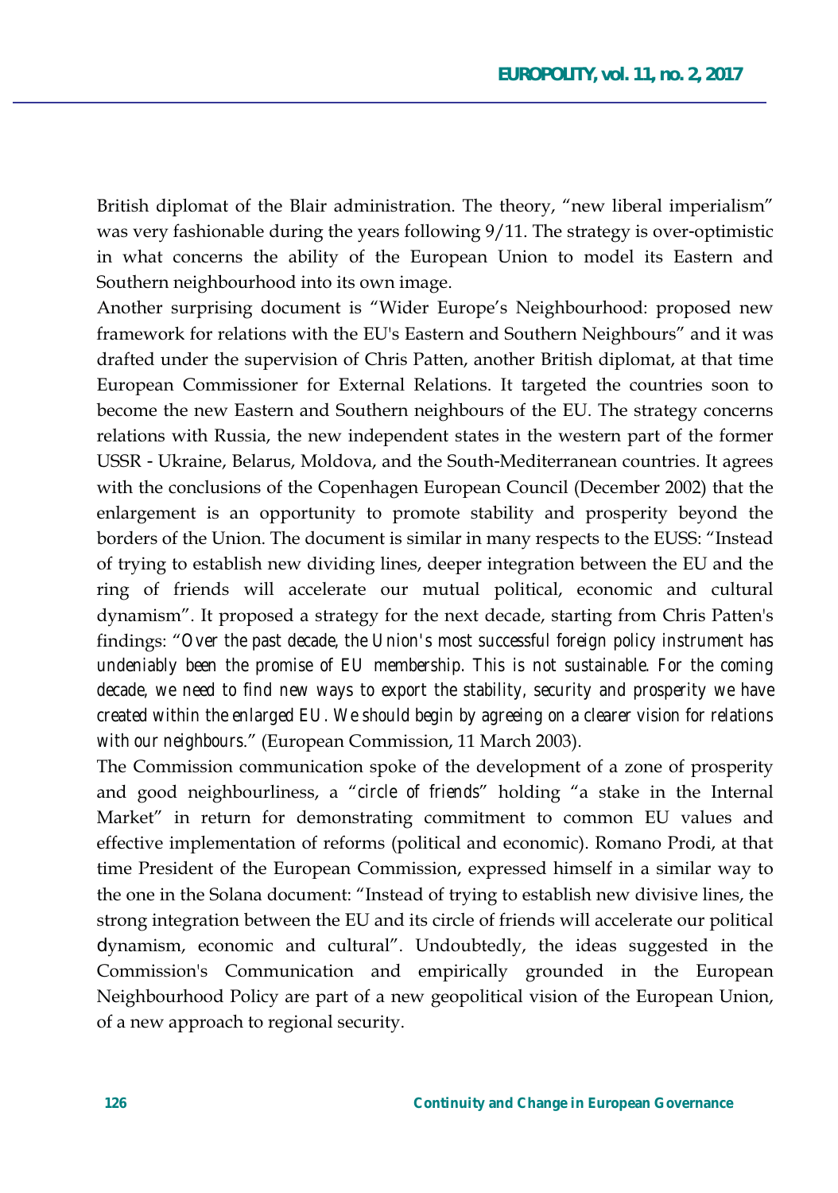British diplomat of the Blair administration. The theory, "new liberal imperialism" was very fashionable during the years following 9/11. The strategy is over-optimistic in what concerns the ability of the European Union to model its Eastern and Southern neighbourhood into its own image.

Another surprising document is "Wider Europe's Neighbourhood: proposed new framework for relations with the EU's Eastern and Southern Neighbours" and it was drafted under the supervision of Chris Patten, another British diplomat, at that time European Commissioner for External Relations. It targeted the countries soon to become the new Eastern and Southern neighbours of the EU. The strategy concerns relations with Russia, the new independent states in the western part of the former USSR - Ukraine, Belarus, Moldova, and the South-Mediterranean countries. It agrees with the conclusions of the Copenhagen European Council (December 2002) that the enlargement is an opportunity to promote stability and prosperity beyond the borders of the Union. The document is similar in many respects to the EUSS: "Instead of trying to establish new dividing lines, deeper integration between the EU and the ring of friends will accelerate our mutual political, economic and cultural dynamism". It proposed a strategy for the next decade, starting from Chris Patten's findings: "*Over the past decade, the Union's most successful foreign policy instrument has undeniably been the promise of EU membership. This is not sustainable. For the coming decade, we need to find new ways to export the stability, security and prosperity we have created within the enlarged EU. We should begin by agreeing on a clearer vision for relations with our neighbours.*" (European Commission, 11 March 2003).

The Commission communication spoke of the development of a zone of prosperity and good neighbourliness, a "*circle of friends*" holding "a stake in the Internal Market" in return for demonstrating commitment to common EU values and effective implementation of reforms (political and economic). Romano Prodi, at that time President of the European Commission, expressed himself in a similar way to the one in the Solana document: "Instead of trying to establish new divisive lines, the strong integration between the EU and its circle of friends will accelerate our political dynamism, economic and cultural". Undoubtedly, the ideas suggested in the Commission's Communication and empirically grounded in the European Neighbourhood Policy are part of a new geopolitical vision of the European Union, of a new approach to regional security.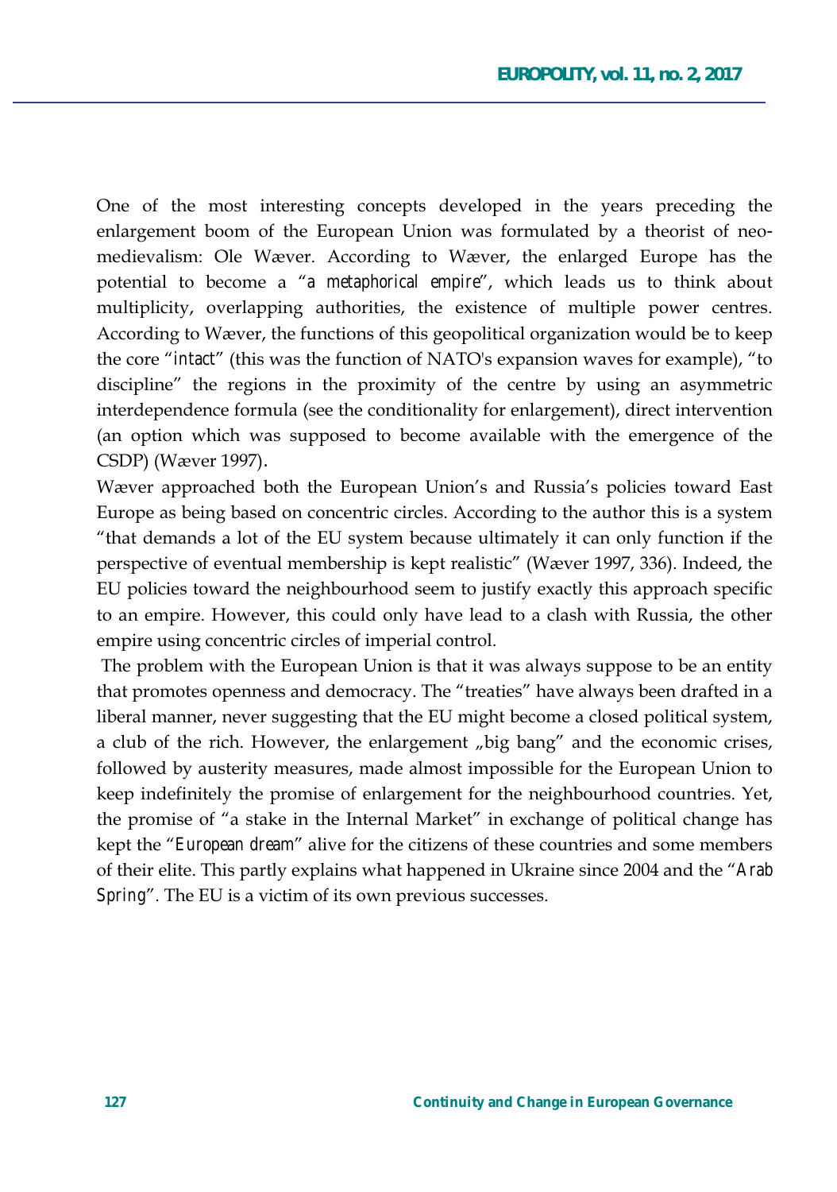One of the most interesting concepts developed in the years preceding the enlargement boom of the European Union was formulated by a theorist of neo-medievalism: Ole Wæver. According to Wæver, the enlarged Europe has the potential to become a "*a metaphorical empire*", which leads us to think about multiplicity, overlapping authorities, the existence of multiple power centres. According to Wæver, the functions of this geopolitical organization would be to keep the core "*intact*" (this was the function of NATO's expansion waves for example), "to discipline" the regions in the proximity of the centre by using an asymmetric interdependence formula (see the conditionality for enlargement), direct intervention (an option which was supposed to become available with the emergence of the CSDP) (Wæver 1997).

Wæver approached both the European Union's and Russia's policies toward East Europe as being based on concentric circles. According to the author this is a system "that demands a lot of the EU system because ultimately it can only function if the perspective of eventual membership is kept realistic" (Wæver 1997, 336). Indeed, the EU policies toward the neighbourhood seem to justify exactly this approach specific to an empire. However, this could only have lead to a clash with Russia, the other empire using concentric circles of imperial control.

The problem with the European Union is that it was always suppose to be an entity that promotes openness and democracy. The "treaties" have always been drafted in a liberal manner, never suggesting that the EU might become a closed political system, a club of the rich. However, the enlargement „big bang" and the economic crises, followed by austerity measures, made almost impossible for the European Union to keep indefinitely the promise of enlargement for the neighbourhood countries. Yet, the promise of "a stake in the Internal Market" in exchange of political change has kept the "*European dream*" alive for the citizens of these countries and some members of their elite. This partly explains what happened in Ukraine since 2004 and the "*Arab Spring*". The EU is a victim of its own previous successes.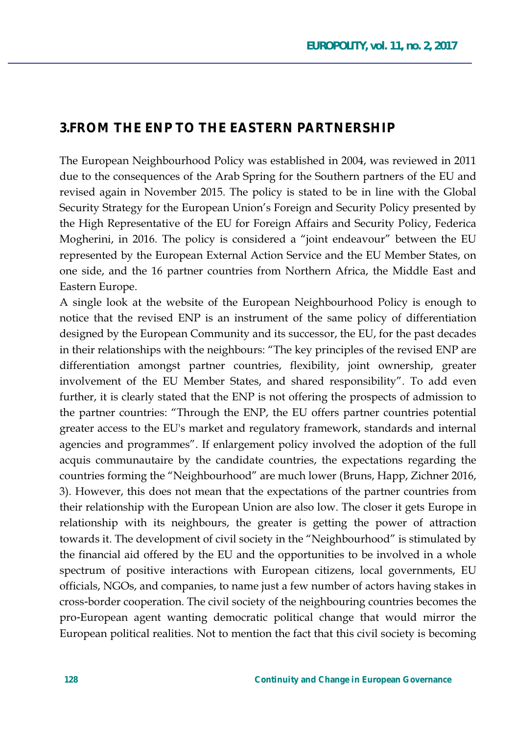## 3.FROM THE ENP TO THE EASTERN PARTNERSHIP

The European Neighbourhood Policy was established in 2004, was reviewed in 2011 due to the consequences of the Arab Spring for the Southern partners of the EU and revised again in November 2015. The policy is stated to be in line with the Global Security Strategy for the European Union's Foreign and Security Policy presented by the High Representative of the EU for Foreign Affairs and Security Policy, Federica Mogherini, in 2016. The policy is considered a "joint endeavour" between the EU represented by the European External Action Service and the EU Member States, on one side, and the 16 partner countries from Northern Africa, the Middle East and Eastern Europe.

A single look at the website of the European Neighbourhood Policy is enough to notice that the revised ENP is an instrument of the same policy of differentiation designed by the European Community and its successor, the EU, for the past decades in their relationships with the neighbours: "The key principles of the revised ENP are differentiation amongst partner countries, flexibility, joint ownership, greater involvement of the EU Member States, and shared responsibility". To add even further, it is clearly stated that the ENP is not offering the prospects of admission to the partner countries: "Through the ENP, the EU offers partner countries potential greater access to the EU's market and regulatory framework, standards and internal agencies and programmes". If enlargement policy involved the adoption of the full acquis communautaire by the candidate countries, the expectations regarding the countries forming the "Neighbourhood" are much lower (Bruns, Happ, Zichner 2016, 3). However, this does not mean that the expectations of the partner countries from their relationship with the European Union are also low. The closer it gets Europe in relationship with its neighbours, the greater is getting the power of attraction towards it. The development of civil society in the "Neighbourhood" is stimulated by the financial aid offered by the EU and the opportunities to be involved in a whole spectrum of positive interactions with European citizens, local governments, EU officials, NGOs, and companies, to name just a few number of actors having stakes in cross-border cooperation. The civil society of the neighbouring countries becomes the pro-European agent wanting democratic political change that would mirror the European political realities. Not to mention the fact that this civil society is becoming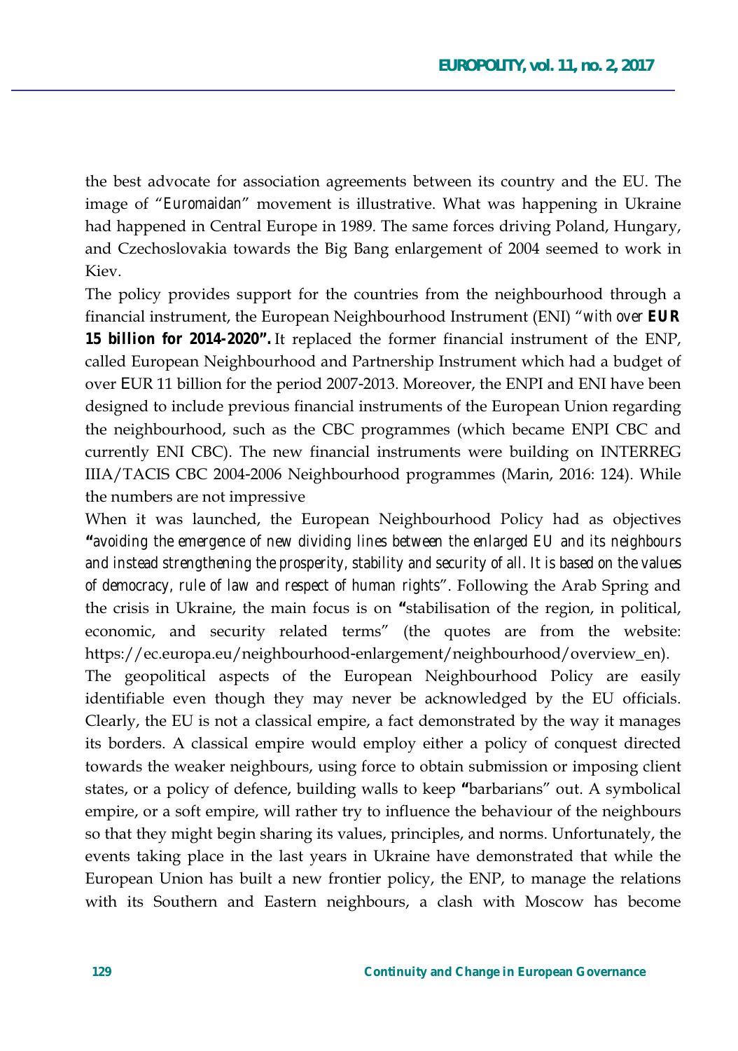the best advocate for association agreements between its country and the EU. The image of "*Euromaidan*" movement is illustrative. What was happening in Ukraine had happened in Central Europe in 1989. The same forces driving Poland, Hungary, and Czechoslovakia towards the Big Bang enlargement of 2004 seemed to work in Kiev.

The policy provides support for the countries from the neighbourhood through a financial instrument, the European Neighbourhood Instrument (ENI) "*with over* ***EUR 15 billion for 2014-2020*".** It replaced the former financial instrument of the ENP, called European Neighbourhood and Partnership Instrument which had a budget of over EUR 11 billion for the period 2007-2013. Moreover, the ENPI and ENI have been designed to include previous financial instruments of the European Union regarding the neighbourhood, such as the CBC programmes (which became ENPI CBC and currently ENI CBC). The new financial instruments were building on INTERREG IIIA/TACIS CBC 2004-2006 Neighbourhood programmes (Marin, 2016: 124). While the numbers are not impressive

When it was launched, the European Neighbourhood Policy had as objectives **"***avoiding the emergence of new dividing lines between the enlarged EU and its neighbours and instead strengthening the prosperity, stability and security of all. It is based on the values of democracy, rule of law and respect of human rights*". Following the Arab Spring and the crisis in Ukraine, the main focus is on **"**stabilisation of the region, in political, economic, and security related terms" (the quotes are from the website: https://ec.europa.eu/neighbourhood-enlargement/neighbourhood/overview_en).

The geopolitical aspects of the European Neighbourhood Policy are easily identifiable even though they may never be acknowledged by the EU officials. Clearly, the EU is not a classical empire, a fact demonstrated by the way it manages its borders. A classical empire would employ either a policy of conquest directed towards the weaker neighbours, using force to obtain submission or imposing client states, or a policy of defence, building walls to keep **"**barbarians" out. A symbolical empire, or a soft empire, will rather try to influence the behaviour of the neighbours so that they might begin sharing its values, principles, and norms. Unfortunately, the events taking place in the last years in Ukraine have demonstrated that while the European Union has built a new frontier policy, the ENP, to manage the relations with its Southern and Eastern neighbours, a clash with Moscow has become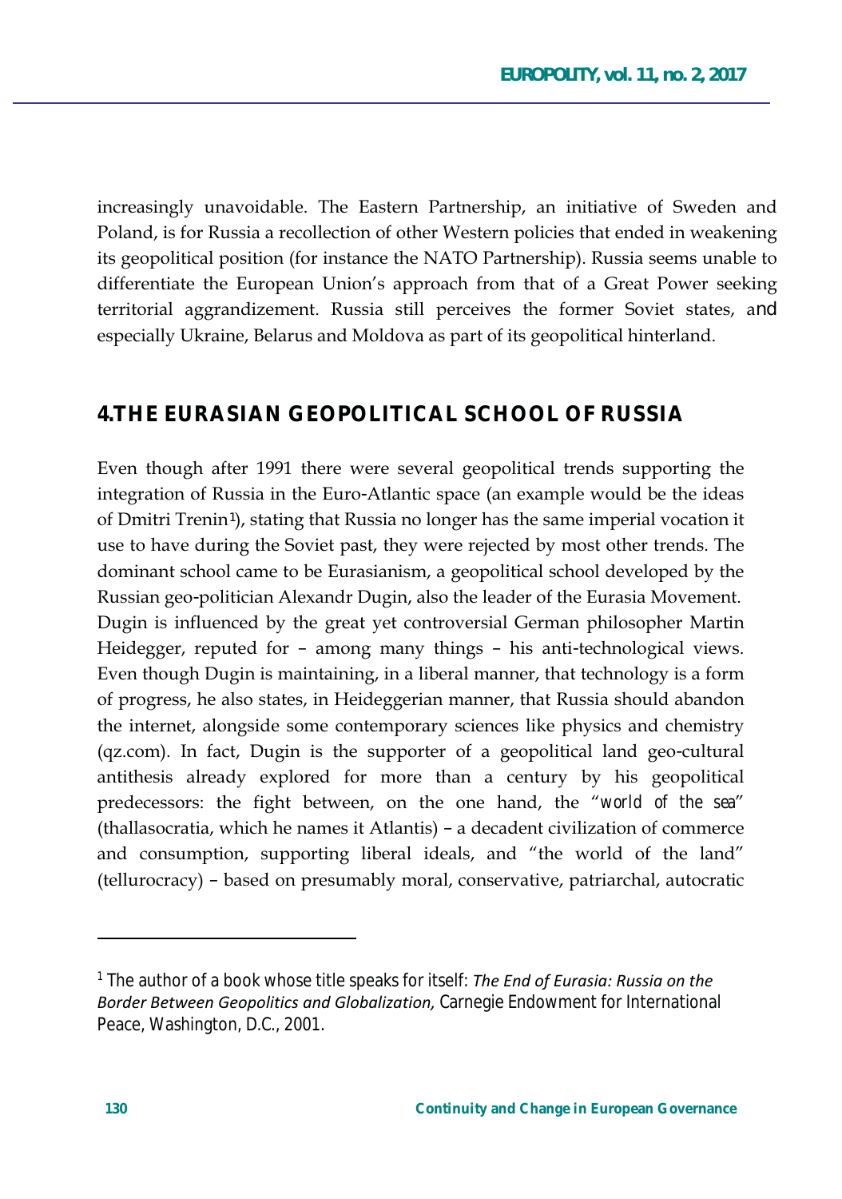increasingly unavoidable. The Eastern Partnership, an initiative of Sweden and Poland, is for Russia a recollection of other Western policies that ended in weakening its geopolitical position (for instance the NATO Partnership). Russia seems unable to differentiate the European Union's approach from that of a Great Power seeking territorial aggrandizement. Russia still perceives the former Soviet states, and especially Ukraine, Belarus and Moldova as part of its geopolitical hinterland.

## 4.THE EURASIAN GEOPOLITICAL SCHOOL OF RUSSIA

Even though after 1991 there were several geopolitical trends supporting the integration of Russia in the Euro-Atlantic space (an example would be the ideas of Dmitri Trenin[1]), stating that Russia no longer has the same imperial vocation it use to have during the Soviet past, they were rejected by most other trends. The dominant school came to be Eurasianism, a geopolitical school developed by the Russian geo-politician Alexandr Dugin, also the leader of the Eurasia Movement. Dugin is influenced by the great yet controversial German philosopher Martin Heidegger, reputed for – among many things – his anti-technological views. Even though Dugin is maintaining, in a liberal manner, that technology is a form of progress, he also states, in Heideggerian manner, that Russia should abandon the internet, alongside some contemporary sciences like physics and chemistry (qz.com). In fact, Dugin is the supporter of a geopolitical land geo-cultural antithesis already explored for more than a century by his geopolitical predecessors: the fight between, on the one hand, the "*world of the sea*" (thallasocratia, which he names it Atlantis) – a decadent civilization of commerce and consumption, supporting liberal ideals, and "the world of the land" (tellurocracy) – based on presumably moral, conservative, patriarchal, autocratic

[1] The author of a book whose title speaks for itself: *The End of Eurasia: Russia on the Border Between Geopolitics and Globalization,* Carnegie Endowment for International Peace, Washington, D.C., 2001.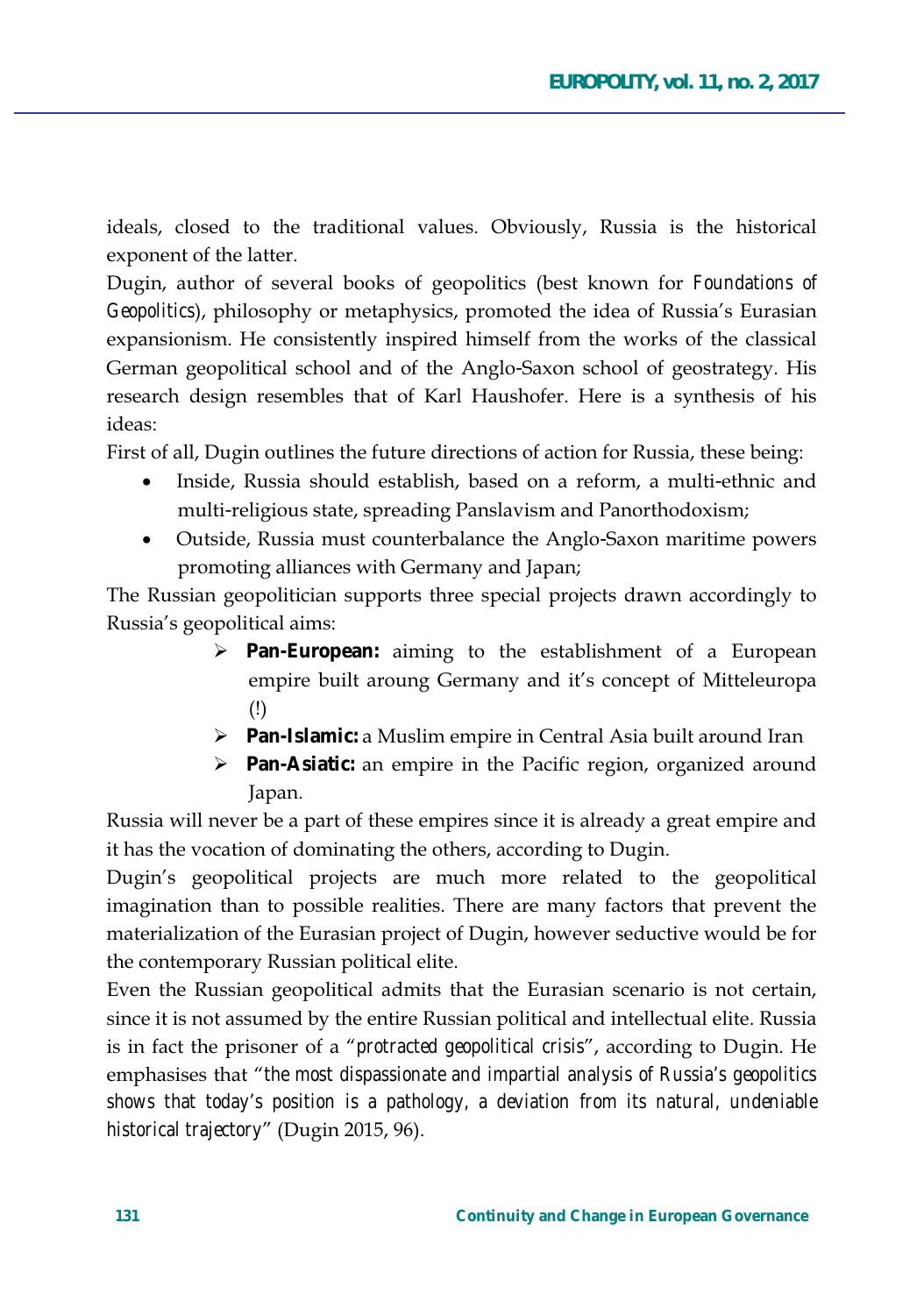ideals, closed to the traditional values. Obviously, Russia is the historical exponent of the latter.

Dugin, author of several books of geopolitics (best known for *Foundations of Geopolitics*), philosophy or metaphysics, promoted the idea of Russia's Eurasian expansionism. He consistently inspired himself from the works of the classical German geopolitical school and of the Anglo-Saxon school of geostrategy. His research design resembles that of Karl Haushofer. Here is a synthesis of his ideas:

First of all, Dugin outlines the future directions of action for Russia, these being:

- Inside, Russia should establish, based on a reform, a multi-ethnic and multi-religious state, spreading Panslavism and Panorthodoxism;
- Outside, Russia must counterbalance the Anglo-Saxon maritime powers promoting alliances with Germany and Japan;

The Russian geopolitician supports three special projects drawn accordingly to Russia's geopolitical aims:

- **Pan-European:** aiming to the establishment of a European empire built aroung Germany and it's concept of Mitteleuropa (!)
- **Pan-Islamic:** a Muslim empire in Central Asia built around Iran
- **Pan-Asiatic:** an empire in the Pacific region, organized around Japan.

Russia will never be a part of these empires since it is already a great empire and it has the vocation of dominating the others, according to Dugin.

Dugin's geopolitical projects are much more related to the geopolitical imagination than to possible realities. There are many factors that prevent the materialization of the Eurasian project of Dugin, however seductive would be for the contemporary Russian political elite.

Even the Russian geopolitical admits that the Eurasian scenario is not certain, since it is not assumed by the entire Russian political and intellectual elite. Russia is in fact the prisoner of a "*protracted geopolitical crisis*", according to Dugin. He emphasises that "*the most dispassionate and impartial analysis of Russia's geopolitics shows that today's position is a pathology, a deviation from its natural, undeniable historical trajectory*" (Dugin 2015, 96).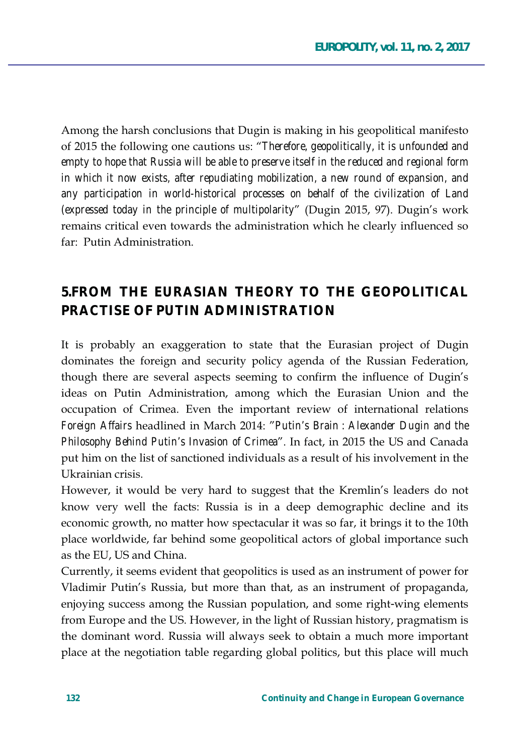Among the harsh conclusions that Dugin is making in his geopolitical manifesto of 2015 the following one cautions us: "*Therefore, geopolitically, it is unfounded and empty to hope that Russia will be able to preserve itself in the reduced and regional form in which it now exists, after repudiating mobilization, a new round of expansion, and any participation in world-historical processes on behalf of the civilization of Land (expressed today in the principle of multipolarity*" (Dugin 2015, 97). Dugin's work remains critical even towards the administration which he clearly influenced so far: Putin Administration.

## 5.FROM THE EURASIAN THEORY TO THE GEOPOLITICAL PRACTISE OF PUTIN ADMINISTRATION

It is probably an exaggeration to state that the Eurasian project of Dugin dominates the foreign and security policy agenda of the Russian Federation, though there are several aspects seeming to confirm the influence of Dugin's ideas on Putin Administration, among which the Eurasian Union and the occupation of Crimea. Even the important review of international relations *Foreign Affairs* headlined in March 2014: "*Putin's Brain : Alexander Dugin and the Philosophy Behind Putin's Invasion of Crimea*". In fact, in 2015 the US and Canada put him on the list of sanctioned individuals as a result of his involvement in the Ukrainian crisis.

However, it would be very hard to suggest that the Kremlin's leaders do not know very well the facts: Russia is in a deep demographic decline and its economic growth, no matter how spectacular it was so far, it brings it to the 10th place worldwide, far behind some geopolitical actors of global importance such as the EU, US and China.

Currently, it seems evident that geopolitics is used as an instrument of power for Vladimir Putin's Russia, but more than that, as an instrument of propaganda, enjoying success among the Russian population, and some right-wing elements from Europe and the US. However, in the light of Russian history, pragmatism is the dominant word. Russia will always seek to obtain a much more important place at the negotiation table regarding global politics, but this place will much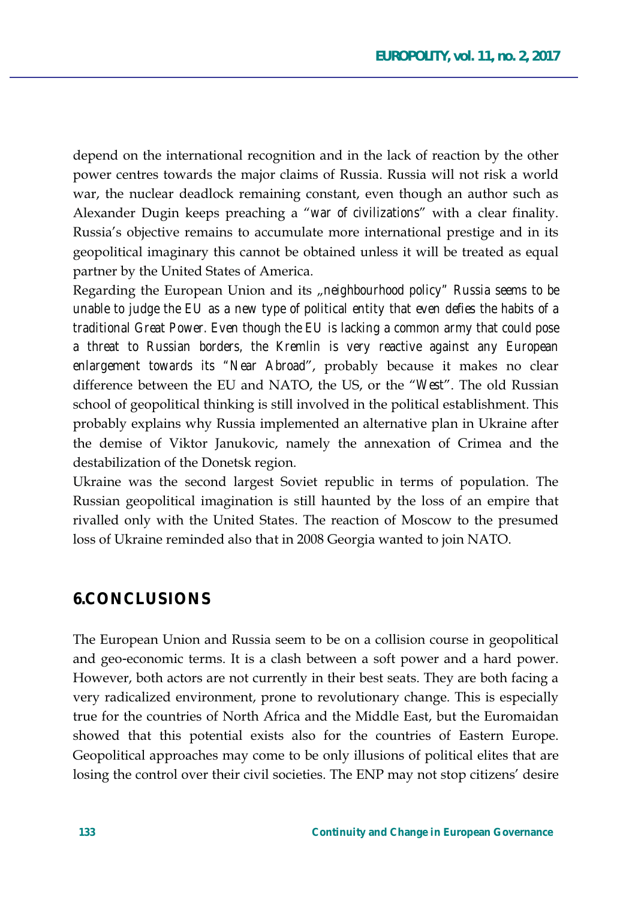depend on the international recognition and in the lack of reaction by the other power centres towards the major claims of Russia. Russia will not risk a world war, the nuclear deadlock remaining constant, even though an author such as Alexander Dugin keeps preaching a "*war of civilizations*" with a clear finality. Russia's objective remains to accumulate more international prestige and in its geopolitical imaginary this cannot be obtained unless it will be treated as equal partner by the United States of America.

Regarding the European Union and its *„neighbourhood policy" Russia seems to be unable to judge the EU as a new type of political entity that even defies the habits of a traditional Great Power. Even though the EU is lacking a common army that could pose a threat to Russian borders, the Kremlin is very reactive against any European enlargement towards its "Near Abroad"*, probably because it makes no clear difference between the EU and NATO, the US, or the "*West*". The old Russian school of geopolitical thinking is still involved in the political establishment. This probably explains why Russia implemented an alternative plan in Ukraine after the demise of Viktor Janukovic, namely the annexation of Crimea and the destabilization of the Donetsk region.

Ukraine was the second largest Soviet republic in terms of population. The Russian geopolitical imagination is still haunted by the loss of an empire that rivalled only with the United States. The reaction of Moscow to the presumed loss of Ukraine reminded also that in 2008 Georgia wanted to join NATO.

## 6.CONCLUSIONS

The European Union and Russia seem to be on a collision course in geopolitical and geo-economic terms. It is a clash between a soft power and a hard power. However, both actors are not currently in their best seats. They are both facing a very radicalized environment, prone to revolutionary change. This is especially true for the countries of North Africa and the Middle East, but the Euromaidan showed that this potential exists also for the countries of Eastern Europe. Geopolitical approaches may come to be only illusions of political elites that are losing the control over their civil societies. The ENP may not stop citizens' desire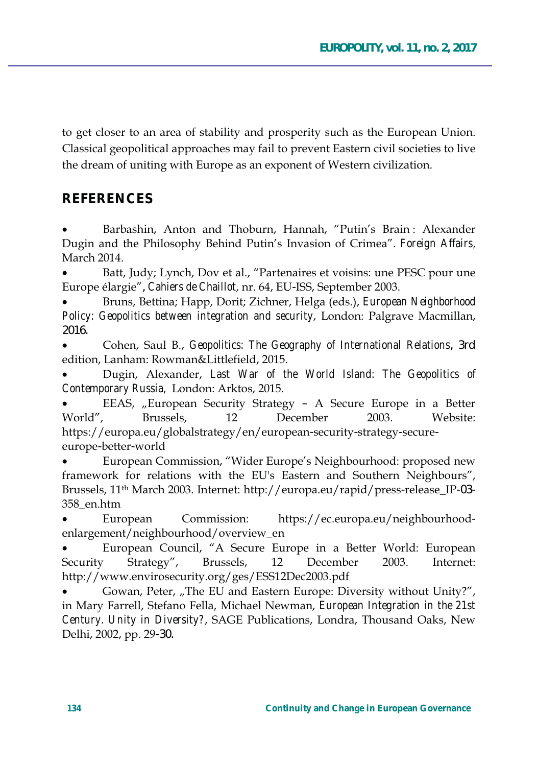to get closer to an area of stability and prosperity such as the European Union. Classical geopolitical approaches may fail to prevent Eastern civil societies to live the dream of uniting with Europe as an exponent of Western civilization.

## REFERENCES

- Barbashin, Anton and Thoburn, Hannah, "Putin's Brain : Alexander Dugin and the Philosophy Behind Putin's Invasion of Crimea". *Foreign Affairs*, March 2014.
- Batt, Judy; Lynch, Dov et al., "Partenaires et voisins: une PESC pour une Europe élargie", *Cahiers de Chaillot*, nr. 64, EU-ISS, September 2003.
- Bruns, Bettina; Happ, Dorit; Zichner, Helga (eds.), *European Neighborhood Policy: Geopolitics between integration and security*, London: Palgrave Macmillan, 2016.
- Cohen, Saul B., *Geopolitics: The Geography of International Relations*, 3rd edition, Lanham: Rowman&Littlefield, 2015.
- Dugin, Alexander, *Last War of the World Island: The Geopolitics of Contemporary Russia*, London: Arktos, 2015.
- EEAS, „European Security Strategy – A Secure Europe in a Better World", Brussels, 12 December 2003. Website: https://europa.eu/globalstrategy/en/european-security-strategy-secure-europe-better-world
- European Commission, "Wider Europe's Neighbourhood: proposed new framework for relations with the EU's Eastern and Southern Neighbours", Brussels, 11th March 2003. Internet: http://europa.eu/rapid/press-release_IP-03-358_en.htm
- European Commission: https://ec.europa.eu/neighbourhood-enlargement/neighbourhood/overview_en
- European Council, "A Secure Europe in a Better World: European Security Strategy", Brussels, 12 December 2003. Internet: http://www.envirosecurity.org/ges/ESS12Dec2003.pdf
- Gowan, Peter, „The EU and Eastern Europe: Diversity without Unity?", in Mary Farrell, Stefano Fella, Michael Newman, *European Integration in the 21st Century. Unity in Diversity?*, SAGE Publications, Londra, Thousand Oaks, New Delhi, 2002, pp. 29-30.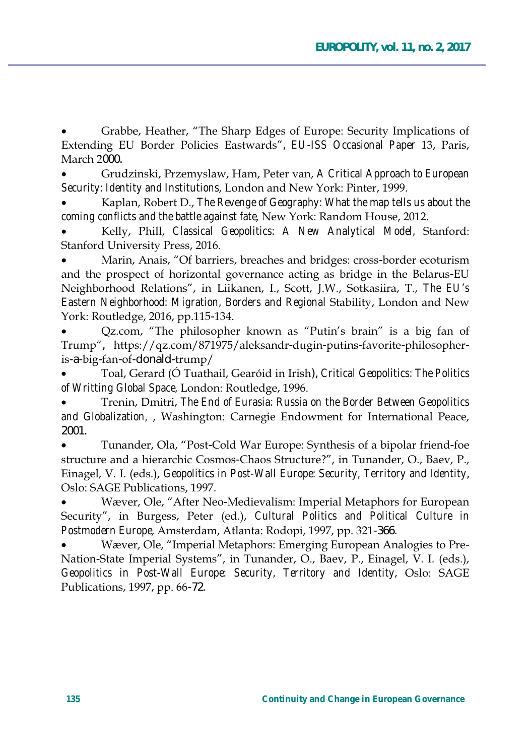- Grabbe, Heather, "The Sharp Edges of Europe: Security Implications of Extending EU Border Policies Eastwards", *EU-ISS Occasional Paper* 13, Paris, March 2000.
- Grudzinski, Przemyslaw, Ham, Peter van, *A Critical Approach to European Security: Identity and Institutions*, London and New York: Pinter, 1999.
- Kaplan, Robert D., *The Revenge of Geography: What the map tells us about the coming conflicts and the battle against fate*, New York: Random House, 2012.
- Kelly, Phill, *Classical Geopolitics: A New Analytical Model*, Stanford: Stanford University Press, 2016.
- Marin, Anais, "Of barriers, breaches and bridges: cross-border ecoturism and the prospect of horizontal governance acting as bridge in the Belarus-EU Neighborhood Relations", in Liikanen, I., Scott, J.W., Sotkasiira, T., *The EU's Eastern Neighborhood: Migration, Borders and Regional* Stability, London and New York: Routledge, 2016, pp.115-134.
- Qz.com, "The philosopher known as "Putin's brain" is a big fan of Trump", https://qz.com/871975/aleksandr-dugin-putins-favorite-philosopher-is-a-big-fan-of-donald-trump/
- Toal, Gerard (Ó Tuathail, Gearóid in Irish), *Critical Geopolitics: The Politics of Writting Global Space*, London: Routledge, 1996.
- Trenin, Dmitri, *The End of Eurasia: Russia on the Border Between Geopolitics and Globalization*, , Washington: Carnegie Endowment for International Peace, 2001.
- Tunander, Ola, "Post-Cold War Europe: Synthesis of a bipolar friend-foe structure and a hierarchic Cosmos-Chaos Structure?", in Tunander, O., Baev, P., Einagel, V. I. (eds.), *Geopolitics in Post-Wall Europe: Security, Territory and Identity*, Oslo: SAGE Publications, 1997.
- Wæver, Ole, "After Neo-Medievalism: Imperial Metaphors for European Security", in Burgess, Peter (ed.), *Cultural Politics and Political Culture in Postmodern Europe*, Amsterdam, Atlanta: Rodopi, 1997, pp. 321-366.
- Wæver, Ole, "Imperial Metaphors: Emerging European Analogies to Pre-Nation-State Imperial Systems", in Tunander, O., Baev, P., Einagel, V. I. (eds.), *Geopolitics in Post-Wall Europe: Security, Territory and Identity*, Oslo: SAGE Publications, 1997, pp. 66-72.